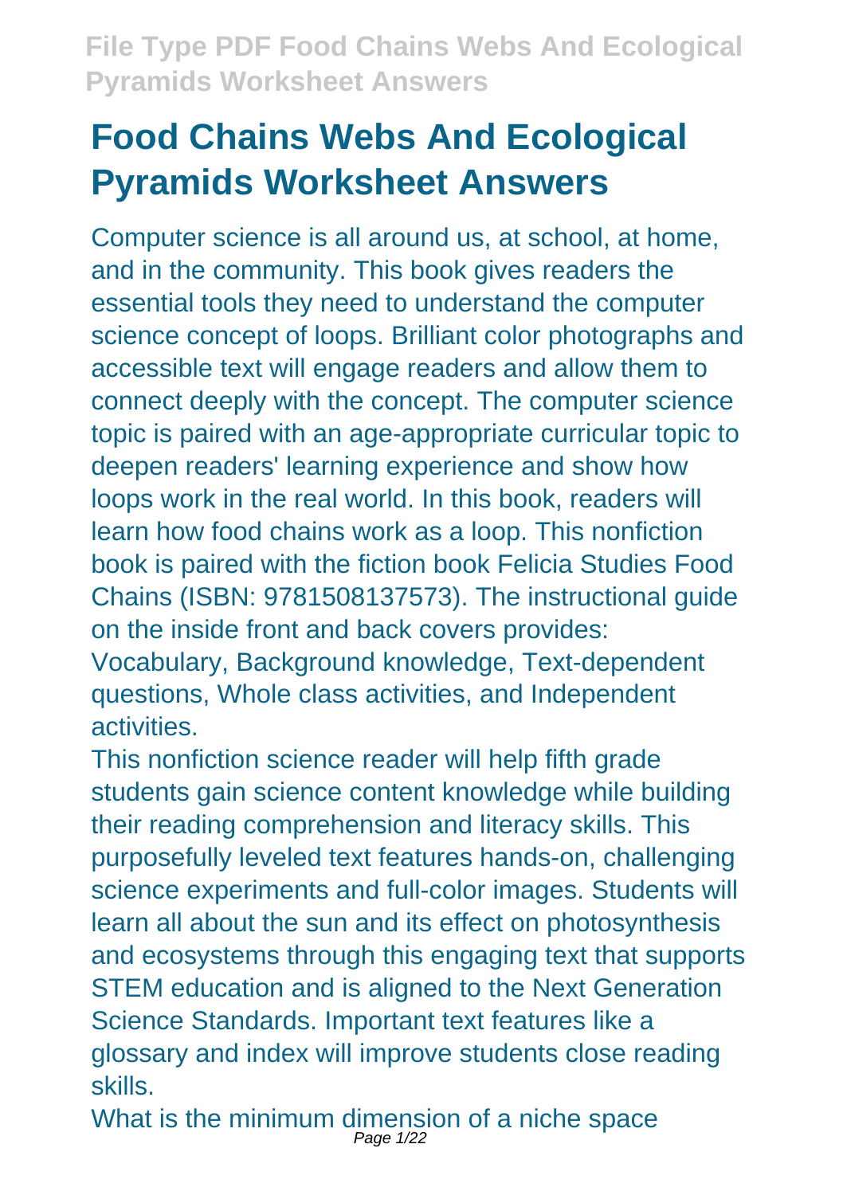# Food Chains Webs And Ecological Pyramids Worksheet Answers

Computer science is all around us, at school, at home, and in the community. This book gives readers the essential tools they need to understand the computer science concept of loops. Brilliant color photographs and accessible text will engage readers and allow them to connect deeply with the concept. The computer science topic is paired with an age-appropriate curricular topic to deepen readers' learning experience and show how loops work in the real world. In this book, readers will learn how food chains work as a loop. This nonfiction book is paired with the fiction book Felicia Studies Food Chains (ISBN: 9781508137573). The instructional guide on the inside front and back covers provides: Vocabulary, Background knowledge, Text-dependent questions, Whole class activities, and Independent activities.

This nonfiction science reader will help fifth grade students gain science content knowledge while building their reading comprehension and literacy skills. This purposefully leveled text features hands-on, challenging science experiments and full-color images. Students will learn all about the sun and its effect on photosynthesis and ecosystems through this engaging text that supports STEM education and is aligned to the Next Generation Science Standards. Important text features like a glossary and index will improve students close reading skills.

What is the minimum dimension of a niche space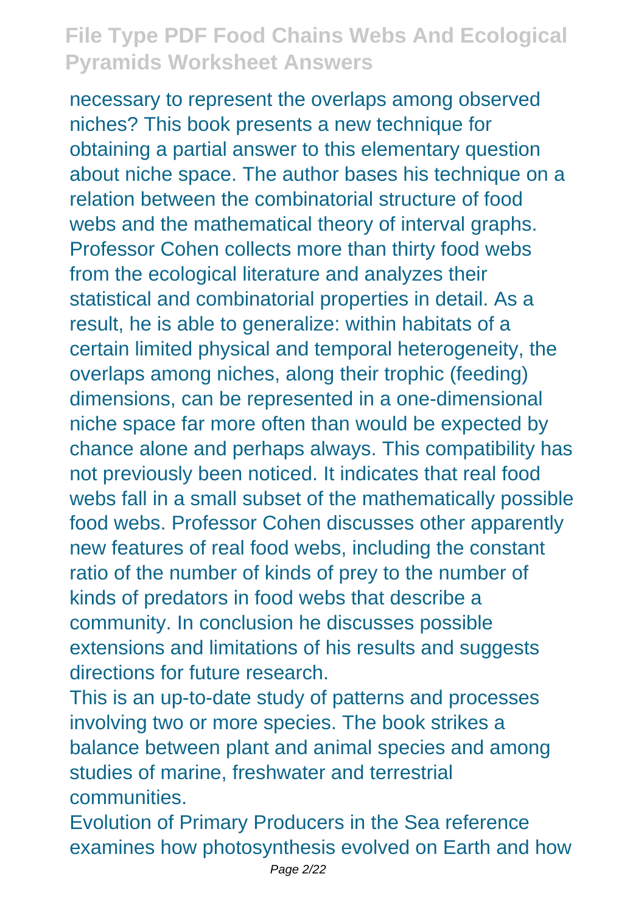necessary to represent the overlaps among observed niches? This book presents a new technique for obtaining a partial answer to this elementary question about niche space. The author bases his technique on a relation between the combinatorial structure of food webs and the mathematical theory of interval graphs. Professor Cohen collects more than thirty food webs from the ecological literature and analyzes their statistical and combinatorial properties in detail. As a result, he is able to generalize: within habitats of a certain limited physical and temporal heterogeneity, the overlaps among niches, along their trophic (feeding) dimensions, can be represented in a one-dimensional niche space far more often than would be expected by chance alone and perhaps always. This compatibility has not previously been noticed. It indicates that real food webs fall in a small subset of the mathematically possible food webs. Professor Cohen discusses other apparently new features of real food webs, including the constant ratio of the number of kinds of prey to the number of kinds of predators in food webs that describe a community. In conclusion he discusses possible extensions and limitations of his results and suggests directions for future research.

This is an up-to-date study of patterns and processes involving two or more species. The book strikes a balance between plant and animal species and among studies of marine, freshwater and terrestrial communities.

Evolution of Primary Producers in the Sea reference examines how photosynthesis evolved on Earth and how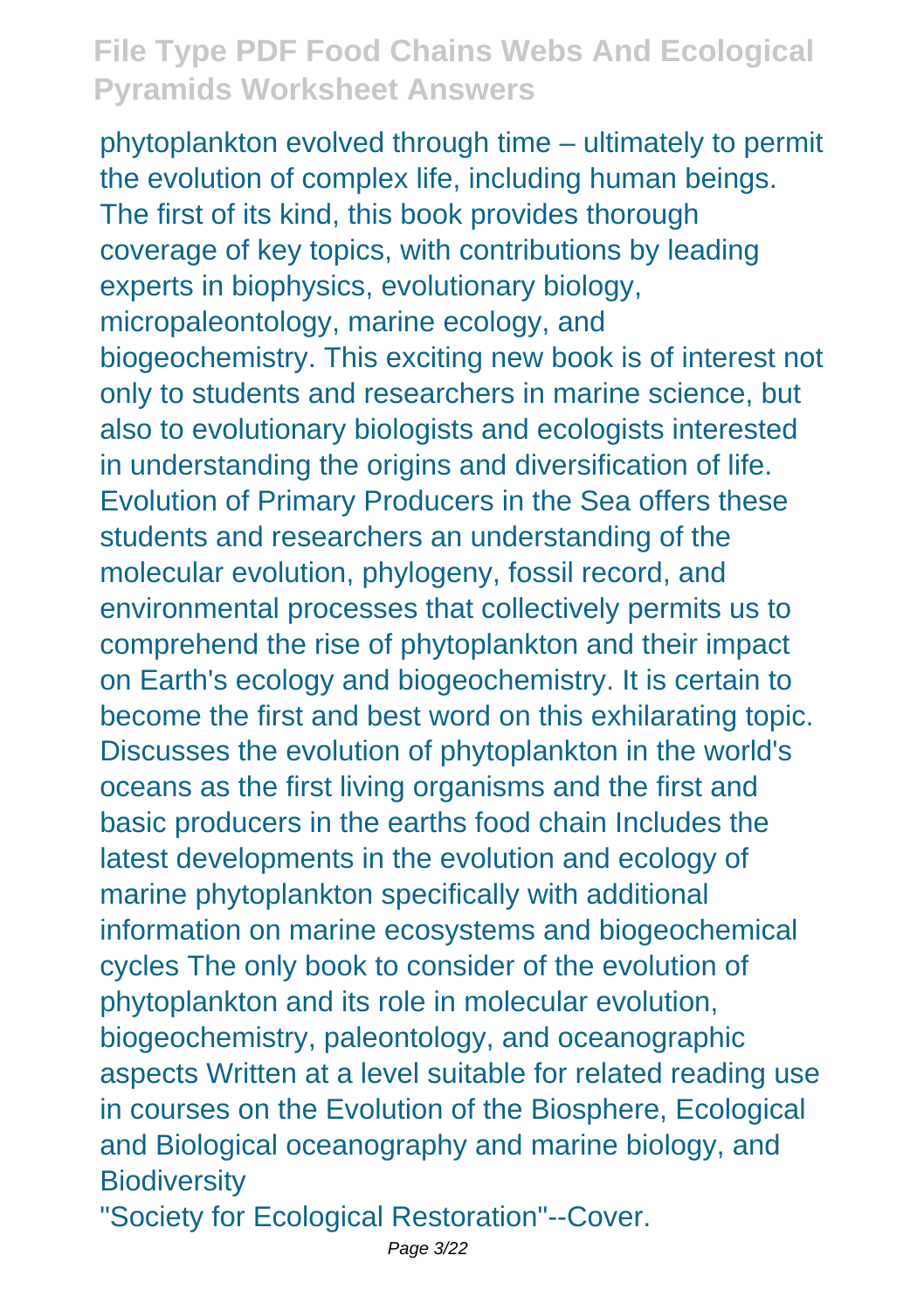phytoplankton evolved through time – ultimately to permit the evolution of complex life, including human beings. The first of its kind, this book provides thorough coverage of key topics, with contributions by leading experts in biophysics, evolutionary biology, micropaleontology, marine ecology, and biogeochemistry. This exciting new book is of interest not only to students and researchers in marine science, but also to evolutionary biologists and ecologists interested in understanding the origins and diversification of life. Evolution of Primary Producers in the Sea offers these students and researchers an understanding of the molecular evolution, phylogeny, fossil record, and environmental processes that collectively permits us to comprehend the rise of phytoplankton and their impact on Earth's ecology and biogeochemistry. It is certain to become the first and best word on this exhilarating topic. Discusses the evolution of phytoplankton in the world's oceans as the first living organisms and the first and basic producers in the earths food chain Includes the latest developments in the evolution and ecology of marine phytoplankton specifically with additional information on marine ecosystems and biogeochemical cycles The only book to consider of the evolution of phytoplankton and its role in molecular evolution, biogeochemistry, paleontology, and oceanographic aspects Written at a level suitable for related reading use in courses on the Evolution of the Biosphere, Ecological and Biological oceanography and marine biology, and Biodiversity

"Society for Ecological Restoration"--Cover.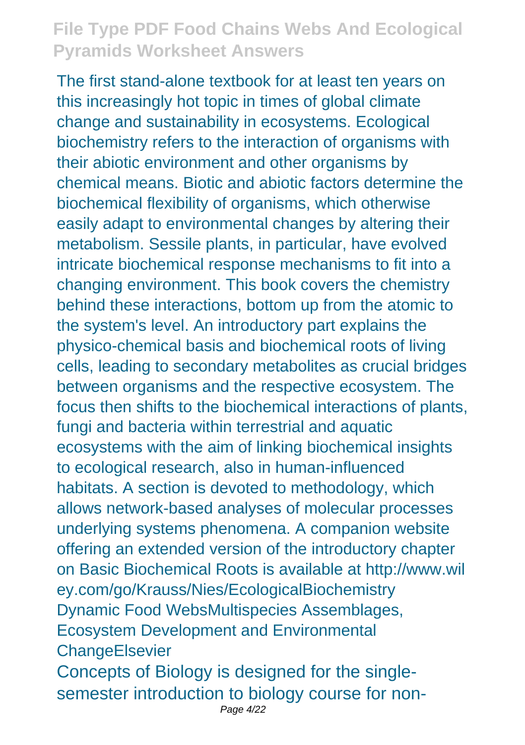The first stand-alone textbook for at least ten years on this increasingly hot topic in times of global climate change and sustainability in ecosystems. Ecological biochemistry refers to the interaction of organisms with their abiotic environment and other organisms by chemical means. Biotic and abiotic factors determine the biochemical flexibility of organisms, which otherwise easily adapt to environmental changes by altering their metabolism. Sessile plants, in particular, have evolved intricate biochemical response mechanisms to fit into a changing environment. This book covers the chemistry behind these interactions, bottom up from the atomic to the system's level. An introductory part explains the physico-chemical basis and biochemical roots of living cells, leading to secondary metabolites as crucial bridges between organisms and the respective ecosystem. The focus then shifts to the biochemical interactions of plants, fungi and bacteria within terrestrial and aquatic ecosystems with the aim of linking biochemical insights to ecological research, also in human-influenced habitats. A section is devoted to methodology, which allows network-based analyses of molecular processes underlying systems phenomena. A companion website offering an extended version of the introductory chapter on Basic Biochemical Roots is available at http://www.wiley.com/go/Krauss/Nies/EcologicalBiochemistry
Dynamic Food WebsMultispecies Assemblages, Ecosystem Development and Environmental ChangeElsevier

Concepts of Biology is designed for the single-semester introduction to biology course for non-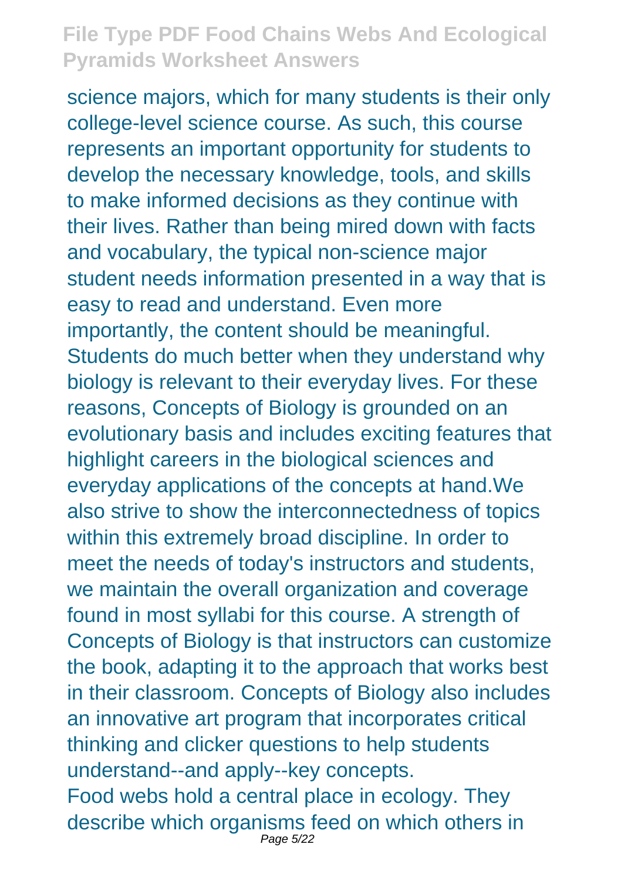science majors, which for many students is their only college-level science course. As such, this course represents an important opportunity for students to develop the necessary knowledge, tools, and skills to make informed decisions as they continue with their lives. Rather than being mired down with facts and vocabulary, the typical non-science major student needs information presented in a way that is easy to read and understand. Even more importantly, the content should be meaningful. Students do much better when they understand why biology is relevant to their everyday lives. For these reasons, Concepts of Biology is grounded on an evolutionary basis and includes exciting features that highlight careers in the biological sciences and everyday applications of the concepts at hand.We also strive to show the interconnectedness of topics within this extremely broad discipline. In order to meet the needs of today's instructors and students, we maintain the overall organization and coverage found in most syllabi for this course. A strength of Concepts of Biology is that instructors can customize the book, adapting it to the approach that works best in their classroom. Concepts of Biology also includes an innovative art program that incorporates critical thinking and clicker questions to help students understand--and apply--key concepts.

Food webs hold a central place in ecology. They describe which organisms feed on which others in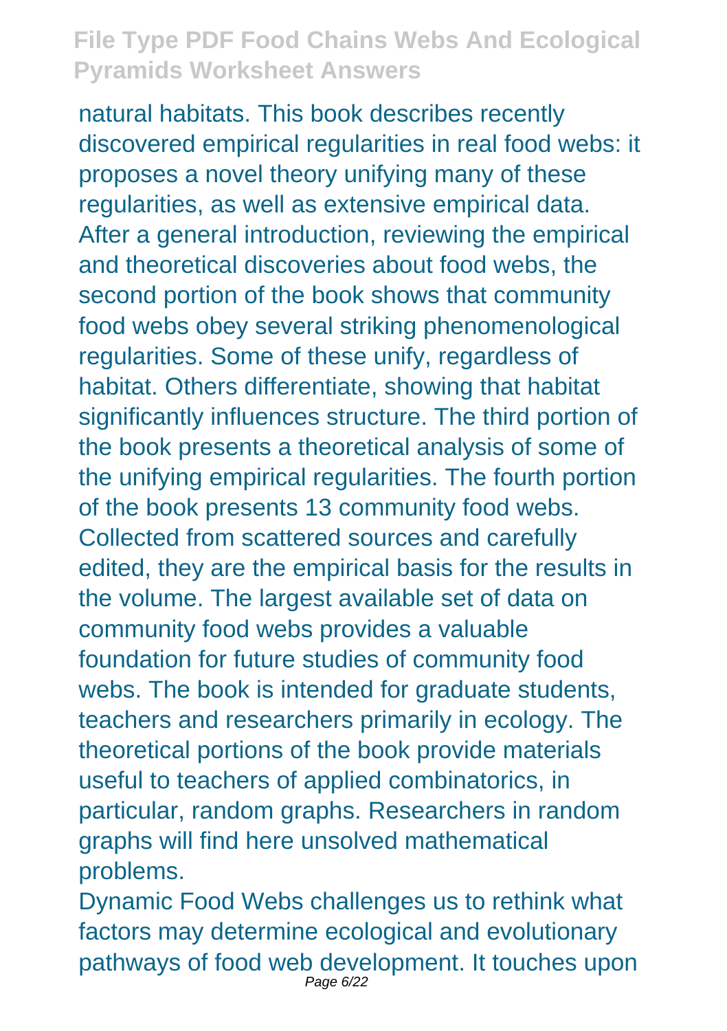natural habitats. This book describes recently discovered empirical regularities in real food webs: it proposes a novel theory unifying many of these regularities, as well as extensive empirical data. After a general introduction, reviewing the empirical and theoretical discoveries about food webs, the second portion of the book shows that community food webs obey several striking phenomenological regularities. Some of these unify, regardless of habitat. Others differentiate, showing that habitat significantly influences structure. The third portion of the book presents a theoretical analysis of some of the unifying empirical regularities. The fourth portion of the book presents 13 community food webs. Collected from scattered sources and carefully edited, they are the empirical basis for the results in the volume. The largest available set of data on community food webs provides a valuable foundation for future studies of community food webs. The book is intended for graduate students, teachers and researchers primarily in ecology. The theoretical portions of the book provide materials useful to teachers of applied combinatorics, in particular, random graphs. Researchers in random graphs will find here unsolved mathematical problems.

Dynamic Food Webs challenges us to rethink what factors may determine ecological and evolutionary pathways of food web development. It touches upon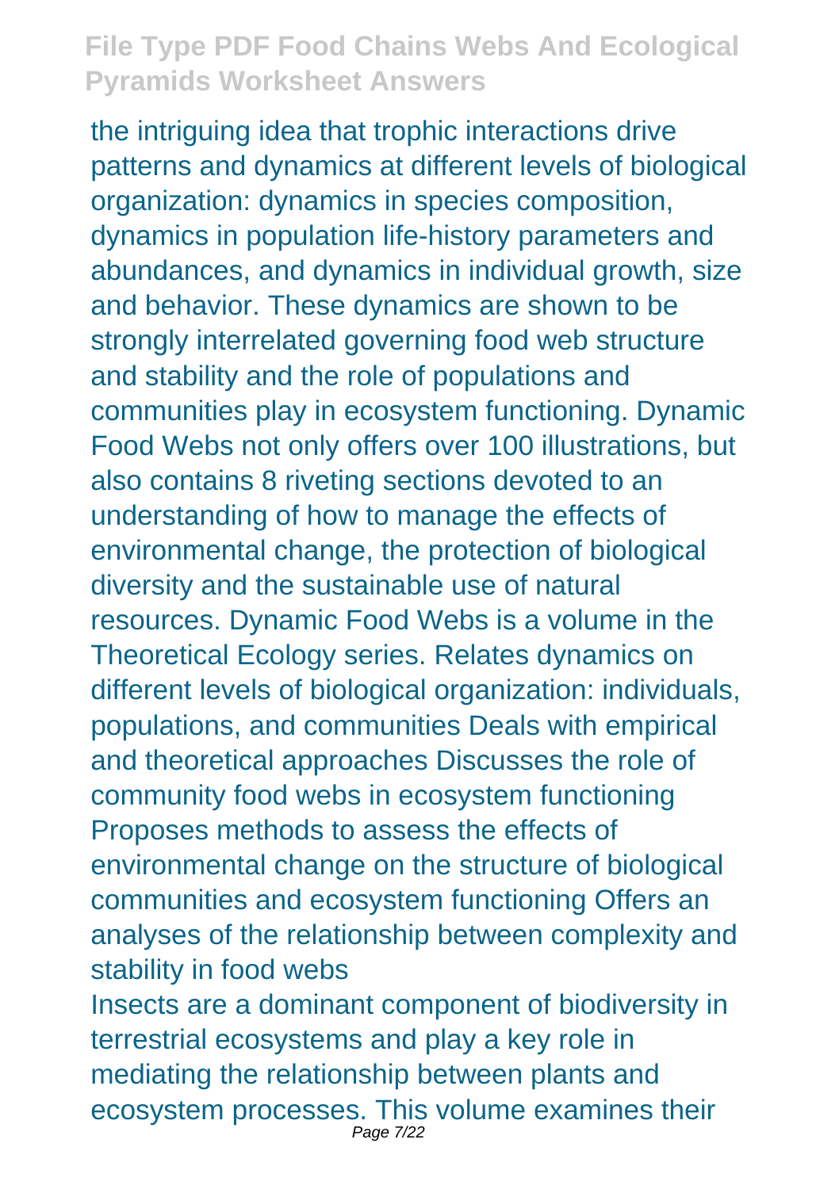the intriguing idea that trophic interactions drive patterns and dynamics at different levels of biological organization: dynamics in species composition, dynamics in population life-history parameters and abundances, and dynamics in individual growth, size and behavior. These dynamics are shown to be strongly interrelated governing food web structure and stability and the role of populations and communities play in ecosystem functioning. Dynamic Food Webs not only offers over 100 illustrations, but also contains 8 riveting sections devoted to an understanding of how to manage the effects of environmental change, the protection of biological diversity and the sustainable use of natural resources. Dynamic Food Webs is a volume in the Theoretical Ecology series. Relates dynamics on different levels of biological organization: individuals, populations, and communities Deals with empirical and theoretical approaches Discusses the role of community food webs in ecosystem functioning Proposes methods to assess the effects of environmental change on the structure of biological communities and ecosystem functioning Offers an analyses of the relationship between complexity and stability in food webs

Insects are a dominant component of biodiversity in terrestrial ecosystems and play a key role in mediating the relationship between plants and ecosystem processes. This volume examines their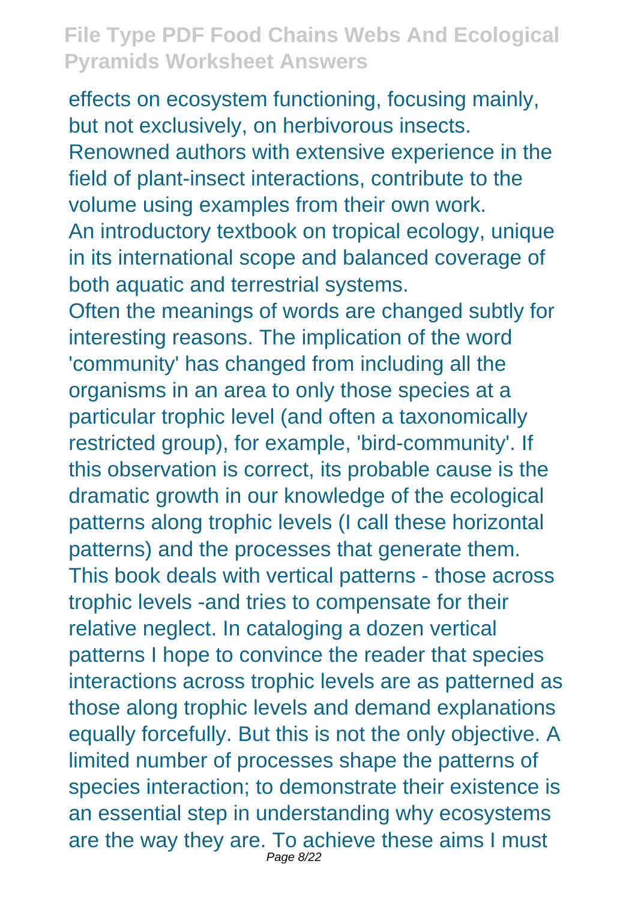effects on ecosystem functioning, focusing mainly, but not exclusively, on herbivorous insects. Renowned authors with extensive experience in the field of plant-insect interactions, contribute to the volume using examples from their own work.

An introductory textbook on tropical ecology, unique in its international scope and balanced coverage of both aquatic and terrestrial systems.

Often the meanings of words are changed subtly for interesting reasons. The implication of the word 'community' has changed from including all the organisms in an area to only those species at a particular trophic level (and often a taxonomically restricted group), for example, 'bird-community'. If this observation is correct, its probable cause is the dramatic growth in our knowledge of the ecological patterns along trophic levels (I call these horizontal patterns) and the processes that generate them. This book deals with vertical patterns - those across trophic levels -and tries to compensate for their relative neglect. In cataloging a dozen vertical patterns I hope to convince the reader that species interactions across trophic levels are as patterned as those along trophic levels and demand explanations equally forcefully. But this is not the only objective. A limited number of processes shape the patterns of species interaction; to demonstrate their existence is an essential step in understanding why ecosystems are the way they are. To achieve these aims I must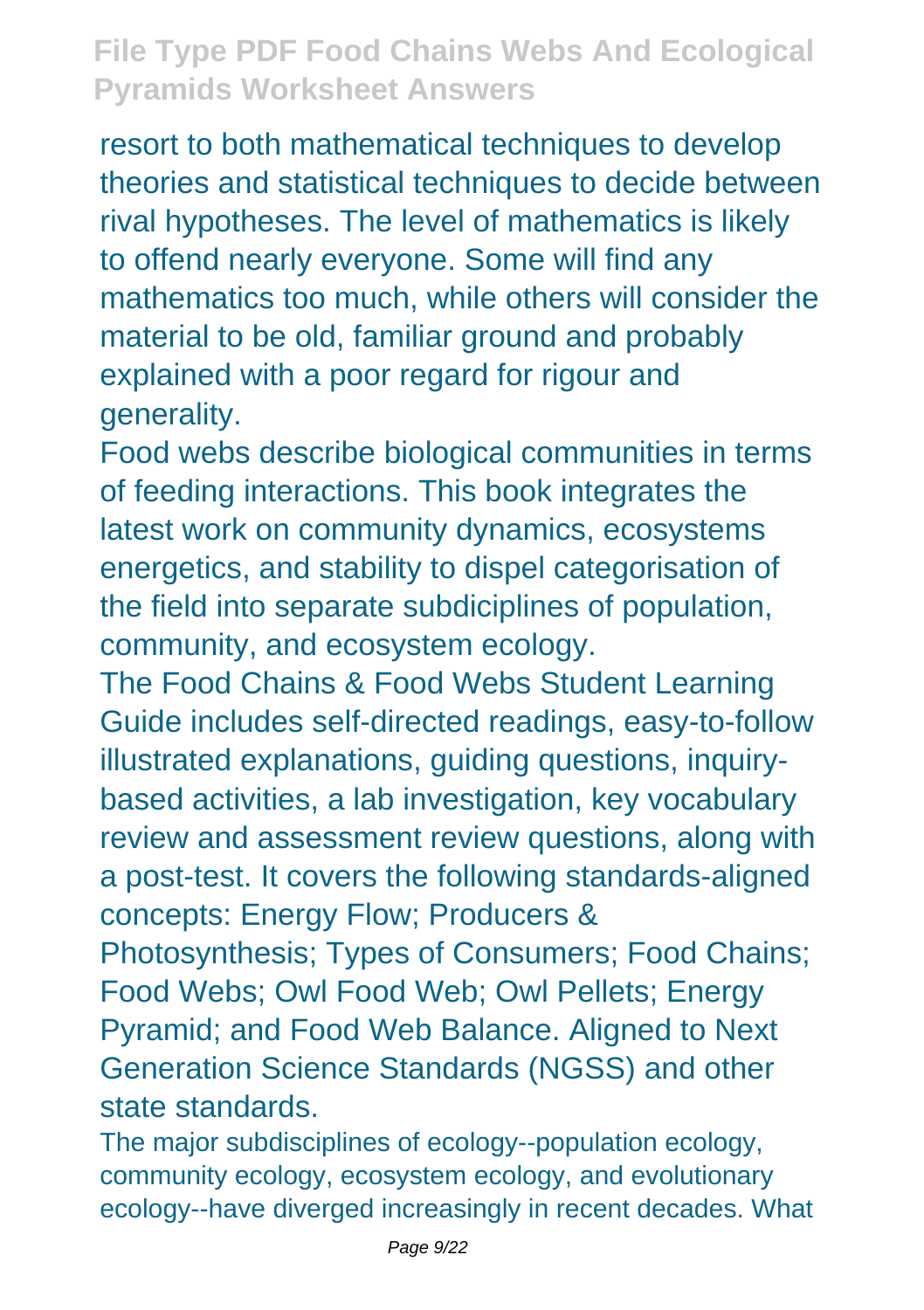resort to both mathematical techniques to develop theories and statistical techniques to decide between rival hypotheses. The level of mathematics is likely to offend nearly everyone. Some will find any mathematics too much, while others will consider the material to be old, familiar ground and probably explained with a poor regard for rigour and generality.

Food webs describe biological communities in terms of feeding interactions. This book integrates the latest work on community dynamics, ecosystems energetics, and stability to dispel categorisation of the field into separate subdiciplines of population, community, and ecosystem ecology.

The Food Chains & Food Webs Student Learning Guide includes self-directed readings, easy-to-follow illustrated explanations, guiding questions, inquiry-based activities, a lab investigation, key vocabulary review and assessment review questions, along with a post-test. It covers the following standards-aligned concepts: Energy Flow; Producers & Photosynthesis; Types of Consumers; Food Chains; Food Webs; Owl Food Web; Owl Pellets; Energy Pyramid; and Food Web Balance. Aligned to Next Generation Science Standards (NGSS) and other state standards.

The major subdisciplines of ecology--population ecology, community ecology, ecosystem ecology, and evolutionary ecology--have diverged increasingly in recent decades. What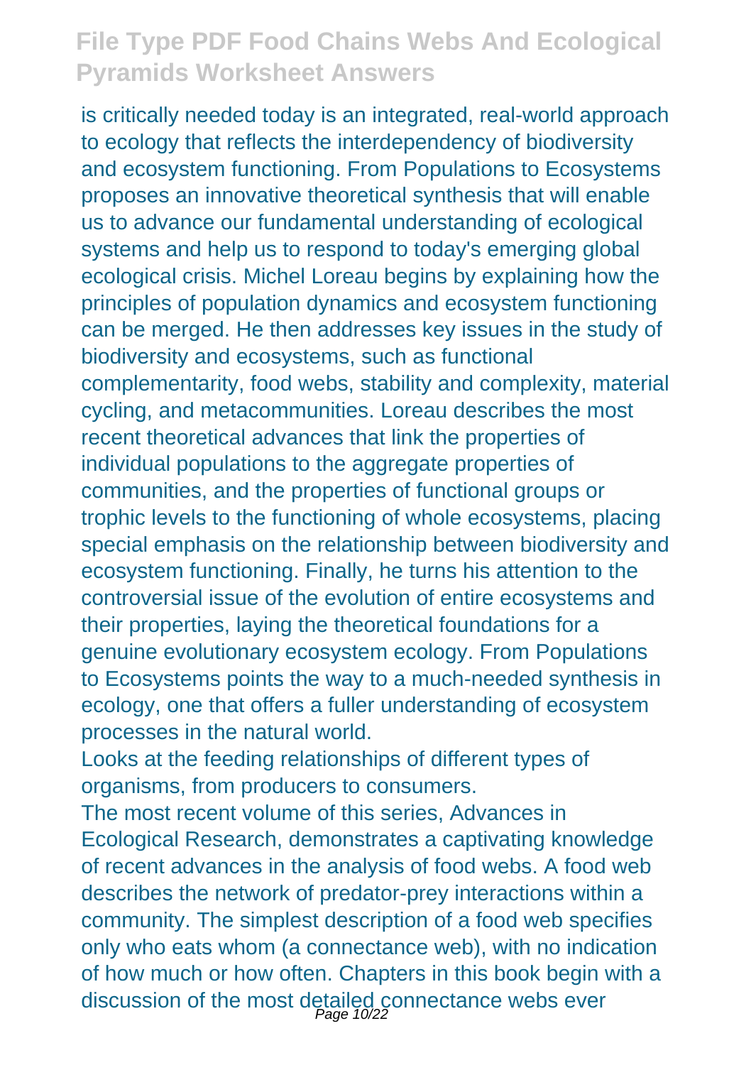is critically needed today is an integrated, real-world approach to ecology that reflects the interdependency of biodiversity and ecosystem functioning. From Populations to Ecosystems proposes an innovative theoretical synthesis that will enable us to advance our fundamental understanding of ecological systems and help us to respond to today's emerging global ecological crisis. Michel Loreau begins by explaining how the principles of population dynamics and ecosystem functioning can be merged. He then addresses key issues in the study of biodiversity and ecosystems, such as functional complementarity, food webs, stability and complexity, material cycling, and metacommunities. Loreau describes the most recent theoretical advances that link the properties of individual populations to the aggregate properties of communities, and the properties of functional groups or trophic levels to the functioning of whole ecosystems, placing special emphasis on the relationship between biodiversity and ecosystem functioning. Finally, he turns his attention to the controversial issue of the evolution of entire ecosystems and their properties, laying the theoretical foundations for a genuine evolutionary ecosystem ecology. From Populations to Ecosystems points the way to a much-needed synthesis in ecology, one that offers a fuller understanding of ecosystem processes in the natural world.

Looks at the feeding relationships of different types of organisms, from producers to consumers.

The most recent volume of this series, Advances in Ecological Research, demonstrates a captivating knowledge of recent advances in the analysis of food webs. A food web describes the network of predator-prey interactions within a community. The simplest description of a food web specifies only who eats whom (a connectance web), with no indication of how much or how often. Chapters in this book begin with a discussion of the most detailed connectance webs ever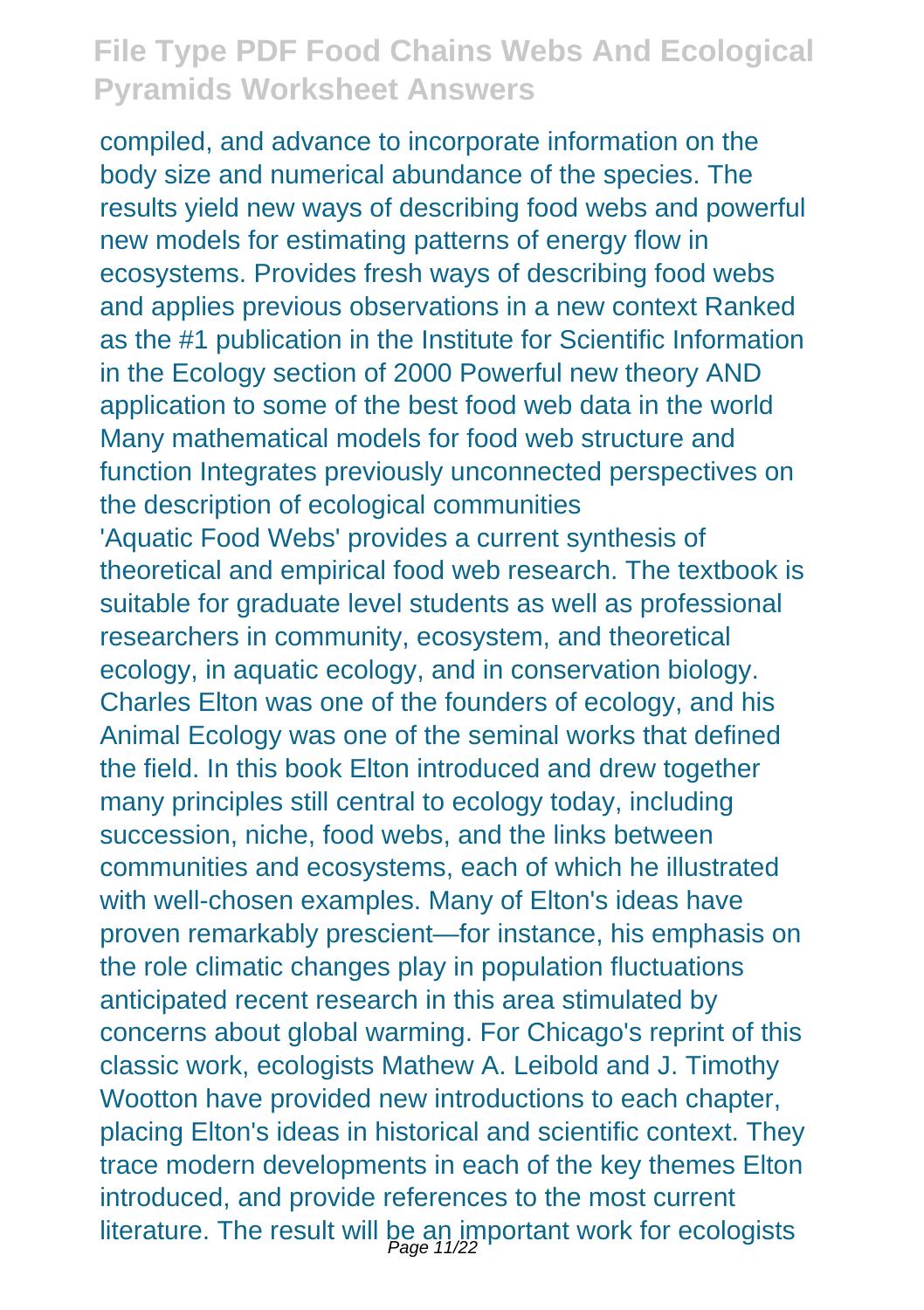compiled, and advance to incorporate information on the body size and numerical abundance of the species. The results yield new ways of describing food webs and powerful new models for estimating patterns of energy flow in ecosystems. Provides fresh ways of describing food webs and applies previous observations in a new context Ranked as the #1 publication in the Institute for Scientific Information in the Ecology section of 2000 Powerful new theory AND application to some of the best food web data in the world Many mathematical models for food web structure and function Integrates previously unconnected perspectives on the description of ecological communities

'Aquatic Food Webs' provides a current synthesis of theoretical and empirical food web research. The textbook is suitable for graduate level students as well as professional researchers in community, ecosystem, and theoretical ecology, in aquatic ecology, and in conservation biology. Charles Elton was one of the founders of ecology, and his Animal Ecology was one of the seminal works that defined the field. In this book Elton introduced and drew together many principles still central to ecology today, including succession, niche, food webs, and the links between communities and ecosystems, each of which he illustrated with well-chosen examples. Many of Elton's ideas have proven remarkably prescient—for instance, his emphasis on the role climatic changes play in population fluctuations anticipated recent research in this area stimulated by concerns about global warming. For Chicago's reprint of this classic work, ecologists Mathew A. Leibold and J. Timothy Wootton have provided new introductions to each chapter, placing Elton's ideas in historical and scientific context. They trace modern developments in each of the key themes Elton introduced, and provide references to the most current literature. The result will be an important work for ecologists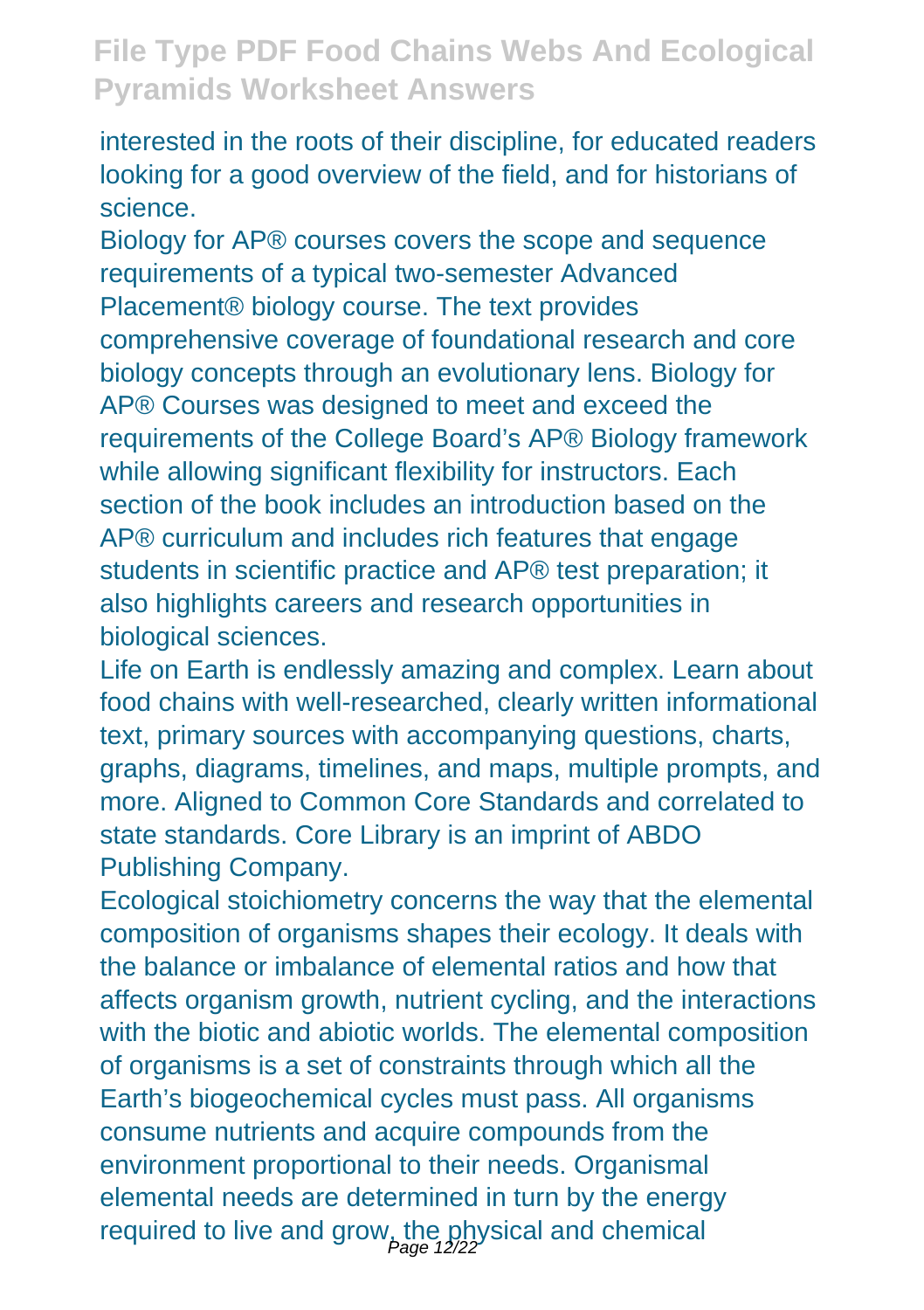interested in the roots of their discipline, for educated readers looking for a good overview of the field, and for historians of science.

Biology for AP® courses covers the scope and sequence requirements of a typical two-semester Advanced Placement® biology course. The text provides comprehensive coverage of foundational research and core biology concepts through an evolutionary lens. Biology for AP® Courses was designed to meet and exceed the requirements of the College Board's AP® Biology framework while allowing significant flexibility for instructors. Each section of the book includes an introduction based on the AP® curriculum and includes rich features that engage students in scientific practice and AP® test preparation; it also highlights careers and research opportunities in biological sciences.

Life on Earth is endlessly amazing and complex. Learn about food chains with well-researched, clearly written informational text, primary sources with accompanying questions, charts, graphs, diagrams, timelines, and maps, multiple prompts, and more. Aligned to Common Core Standards and correlated to state standards. Core Library is an imprint of ABDO Publishing Company.

Ecological stoichiometry concerns the way that the elemental composition of organisms shapes their ecology. It deals with the balance or imbalance of elemental ratios and how that affects organism growth, nutrient cycling, and the interactions with the biotic and abiotic worlds. The elemental composition of organisms is a set of constraints through which all the Earth's biogeochemical cycles must pass. All organisms consume nutrients and acquire compounds from the environment proportional to their needs. Organismal elemental needs are determined in turn by the energy required to live and grow, the physical and chemical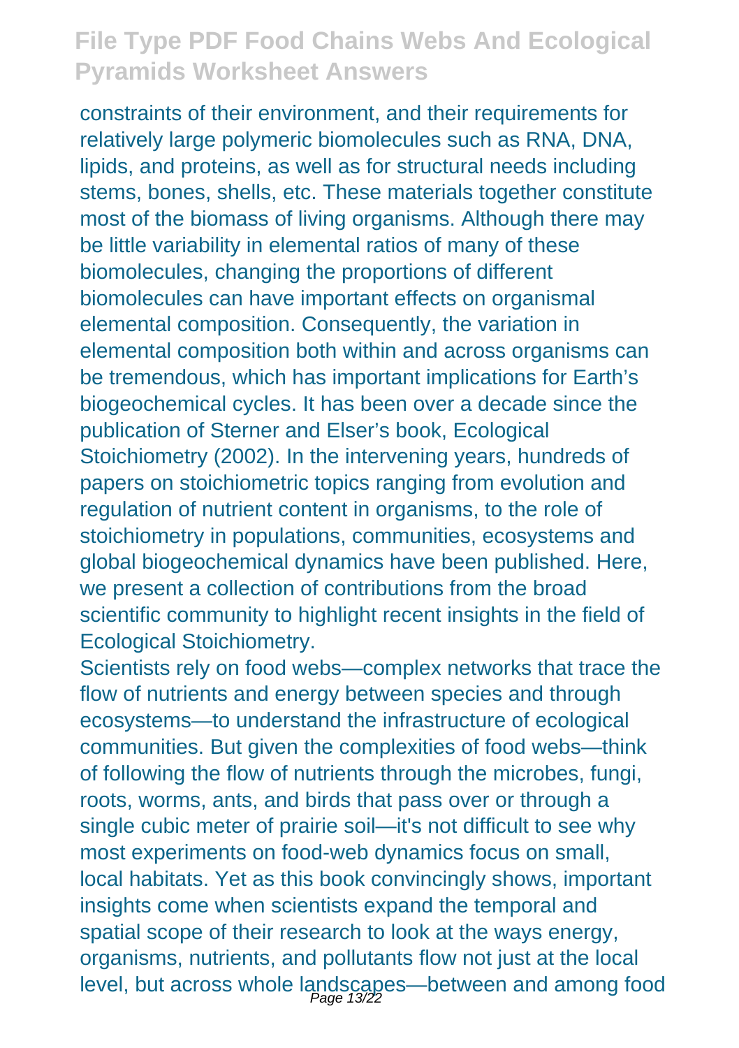constraints of their environment, and their requirements for relatively large polymeric biomolecules such as RNA, DNA, lipids, and proteins, as well as for structural needs including stems, bones, shells, etc. These materials together constitute most of the biomass of living organisms. Although there may be little variability in elemental ratios of many of these biomolecules, changing the proportions of different biomolecules can have important effects on organismal elemental composition. Consequently, the variation in elemental composition both within and across organisms can be tremendous, which has important implications for Earth's biogeochemical cycles. It has been over a decade since the publication of Sterner and Elser's book, Ecological Stoichiometry (2002). In the intervening years, hundreds of papers on stoichiometric topics ranging from evolution and regulation of nutrient content in organisms, to the role of stoichiometry in populations, communities, ecosystems and global biogeochemical dynamics have been published. Here, we present a collection of contributions from the broad scientific community to highlight recent insights in the field of Ecological Stoichiometry.

Scientists rely on food webs—complex networks that trace the flow of nutrients and energy between species and through ecosystems—to understand the infrastructure of ecological communities. But given the complexities of food webs—think of following the flow of nutrients through the microbes, fungi, roots, worms, ants, and birds that pass over or through a single cubic meter of prairie soil—it's not difficult to see why most experiments on food-web dynamics focus on small, local habitats. Yet as this book convincingly shows, important insights come when scientists expand the temporal and spatial scope of their research to look at the ways energy, organisms, nutrients, and pollutants flow not just at the local level, but across whole landscapes—between and among food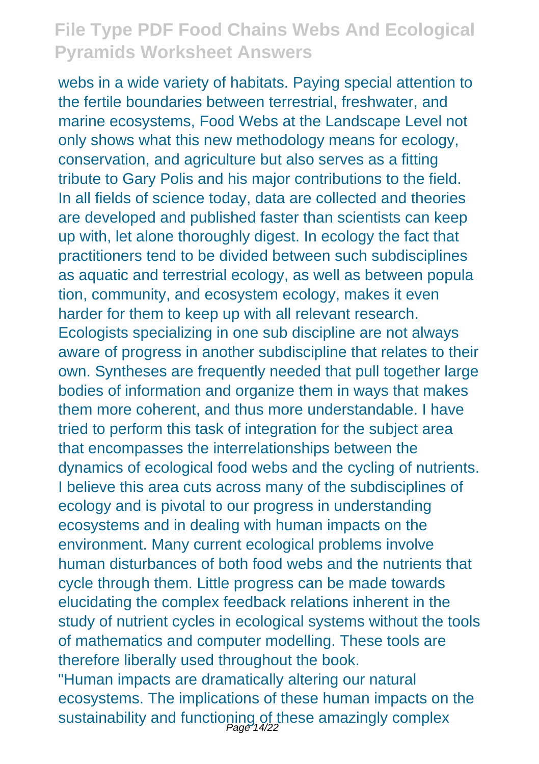webs in a wide variety of habitats. Paying special attention to the fertile boundaries between terrestrial, freshwater, and marine ecosystems, Food Webs at the Landscape Level not only shows what this new methodology means for ecology, conservation, and agriculture but also serves as a fitting tribute to Gary Polis and his major contributions to the field. In all fields of science today, data are collected and theories are developed and published faster than scientists can keep up with, let alone thoroughly digest. In ecology the fact that practitioners tend to be divided between such subdisciplines as aquatic and terrestrial ecology, as well as between popula tion, community, and ecosystem ecology, makes it even harder for them to keep up with all relevant research. Ecologists specializing in one sub discipline are not always aware of progress in another subdiscipline that relates to their own. Syntheses are frequently needed that pull together large bodies of information and organize them in ways that makes them more coherent, and thus more understandable. I have tried to perform this task of integration for the subject area that encompasses the interrelationships between the dynamics of ecological food webs and the cycling of nutrients. I believe this area cuts across many of the subdisciplines of ecology and is pivotal to our progress in understanding ecosystems and in dealing with human impacts on the environment. Many current ecological problems involve human disturbances of both food webs and the nutrients that cycle through them. Little progress can be made towards elucidating the complex feedback relations inherent in the study of nutrient cycles in ecological systems without the tools of mathematics and computer modelling. These tools are therefore liberally used throughout the book.

"Human impacts are dramatically altering our natural ecosystems. The implications of these human impacts on the sustainability and functioning of these amazingly complex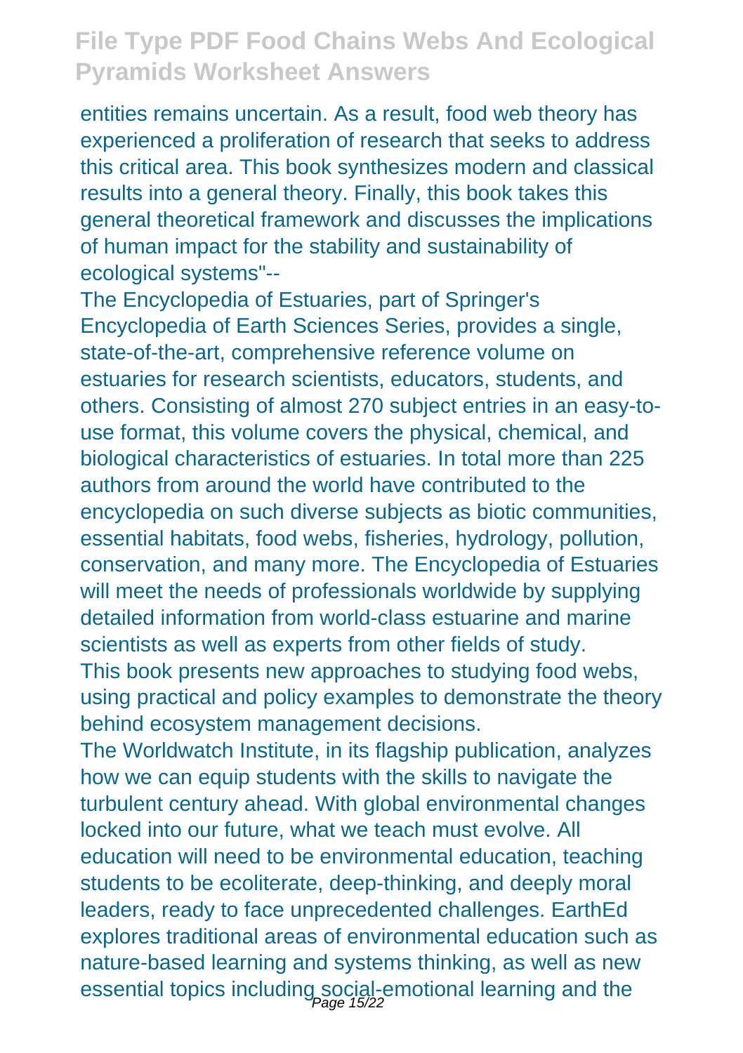entities remains uncertain. As a result, food web theory has experienced a proliferation of research that seeks to address this critical area. This book synthesizes modern and classical results into a general theory. Finally, this book takes this general theoretical framework and discusses the implications of human impact for the stability and sustainability of ecological systems"--

The Encyclopedia of Estuaries, part of Springer's Encyclopedia of Earth Sciences Series, provides a single, state-of-the-art, comprehensive reference volume on estuaries for research scientists, educators, students, and others. Consisting of almost 270 subject entries in an easy-to-use format, this volume covers the physical, chemical, and biological characteristics of estuaries. In total more than 225 authors from around the world have contributed to the encyclopedia on such diverse subjects as biotic communities, essential habitats, food webs, fisheries, hydrology, pollution, conservation, and many more. The Encyclopedia of Estuaries will meet the needs of professionals worldwide by supplying detailed information from world-class estuarine and marine scientists as well as experts from other fields of study.

This book presents new approaches to studying food webs, using practical and policy examples to demonstrate the theory behind ecosystem management decisions.

The Worldwatch Institute, in its flagship publication, analyzes how we can equip students with the skills to navigate the turbulent century ahead. With global environmental changes locked into our future, what we teach must evolve. All education will need to be environmental education, teaching students to be ecoliterate, deep-thinking, and deeply moral leaders, ready to face unprecedented challenges. EarthEd explores traditional areas of environmental education such as nature-based learning and systems thinking, as well as new essential topics including social-emotional learning and the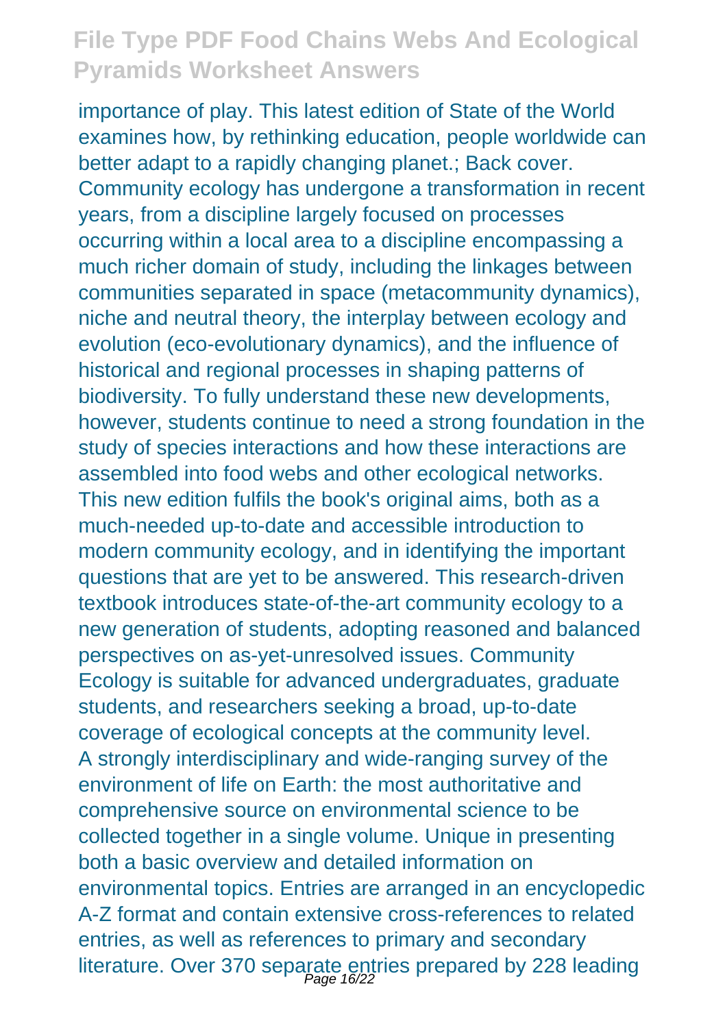importance of play. This latest edition of State of the World examines how, by rethinking education, people worldwide can better adapt to a rapidly changing planet.; Back cover. Community ecology has undergone a transformation in recent years, from a discipline largely focused on processes occurring within a local area to a discipline encompassing a much richer domain of study, including the linkages between communities separated in space (metacommunity dynamics), niche and neutral theory, the interplay between ecology and evolution (eco-evolutionary dynamics), and the influence of historical and regional processes in shaping patterns of biodiversity. To fully understand these new developments, however, students continue to need a strong foundation in the study of species interactions and how these interactions are assembled into food webs and other ecological networks. This new edition fulfils the book's original aims, both as a much-needed up-to-date and accessible introduction to modern community ecology, and in identifying the important questions that are yet to be answered. This research-driven textbook introduces state-of-the-art community ecology to a new generation of students, adopting reasoned and balanced perspectives on as-yet-unresolved issues. Community Ecology is suitable for advanced undergraduates, graduate students, and researchers seeking a broad, up-to-date coverage of ecological concepts at the community level. A strongly interdisciplinary and wide-ranging survey of the environment of life on Earth: the most authoritative and comprehensive source on environmental science to be collected together in a single volume. Unique in presenting both a basic overview and detailed information on environmental topics. Entries are arranged in an encyclopedic A-Z format and contain extensive cross-references to related entries, as well as references to primary and secondary literature. Over 370 separate entries prepared by 228 leading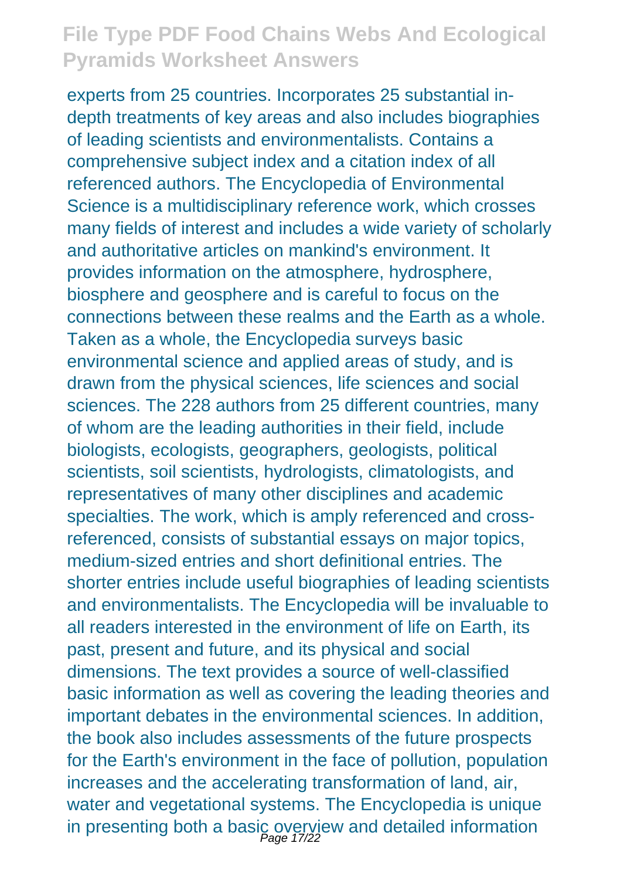experts from 25 countries. Incorporates 25 substantial in-depth treatments of key areas and also includes biographies of leading scientists and environmentalists. Contains a comprehensive subject index and a citation index of all referenced authors. The Encyclopedia of Environmental Science is a multidisciplinary reference work, which crosses many fields of interest and includes a wide variety of scholarly and authoritative articles on mankind's environment. It provides information on the atmosphere, hydrosphere, biosphere and geosphere and is careful to focus on the connections between these realms and the Earth as a whole. Taken as a whole, the Encyclopedia surveys basic environmental science and applied areas of study, and is drawn from the physical sciences, life sciences and social sciences. The 228 authors from 25 different countries, many of whom are the leading authorities in their field, include biologists, ecologists, geographers, geologists, political scientists, soil scientists, hydrologists, climatologists, and representatives of many other disciplines and academic specialties. The work, which is amply referenced and cross-referenced, consists of substantial essays on major topics, medium-sized entries and short definitional entries. The shorter entries include useful biographies of leading scientists and environmentalists. The Encyclopedia will be invaluable to all readers interested in the environment of life on Earth, its past, present and future, and its physical and social dimensions. The text provides a source of well-classified basic information as well as covering the leading theories and important debates in the environmental sciences. In addition, the book also includes assessments of the future prospects for the Earth's environment in the face of pollution, population increases and the accelerating transformation of land, air, water and vegetational systems. The Encyclopedia is unique in presenting both a basic overview and detailed information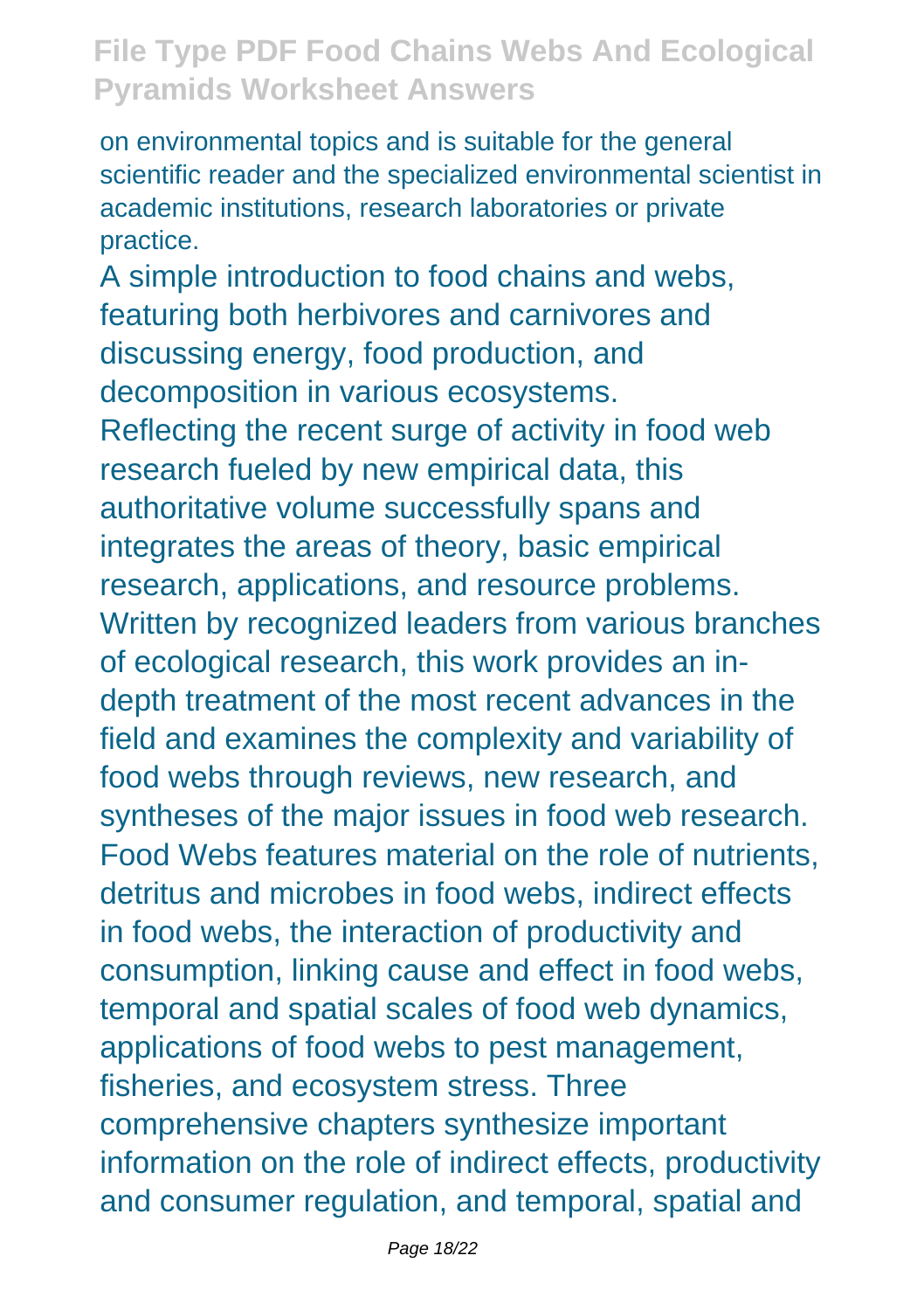on environmental topics and is suitable for the general scientific reader and the specialized environmental scientist in academic institutions, research laboratories or private practice.

A simple introduction to food chains and webs, featuring both herbivores and carnivores and discussing energy, food production, and decomposition in various ecosystems.

Reflecting the recent surge of activity in food web research fueled by new empirical data, this authoritative volume successfully spans and integrates the areas of theory, basic empirical research, applications, and resource problems. Written by recognized leaders from various branches of ecological research, this work provides an in-depth treatment of the most recent advances in the field and examines the complexity and variability of food webs through reviews, new research, and syntheses of the major issues in food web research. Food Webs features material on the role of nutrients, detritus and microbes in food webs, indirect effects in food webs, the interaction of productivity and consumption, linking cause and effect in food webs, temporal and spatial scales of food web dynamics, applications of food webs to pest management, fisheries, and ecosystem stress. Three comprehensive chapters synthesize important information on the role of indirect effects, productivity and consumer regulation, and temporal, spatial and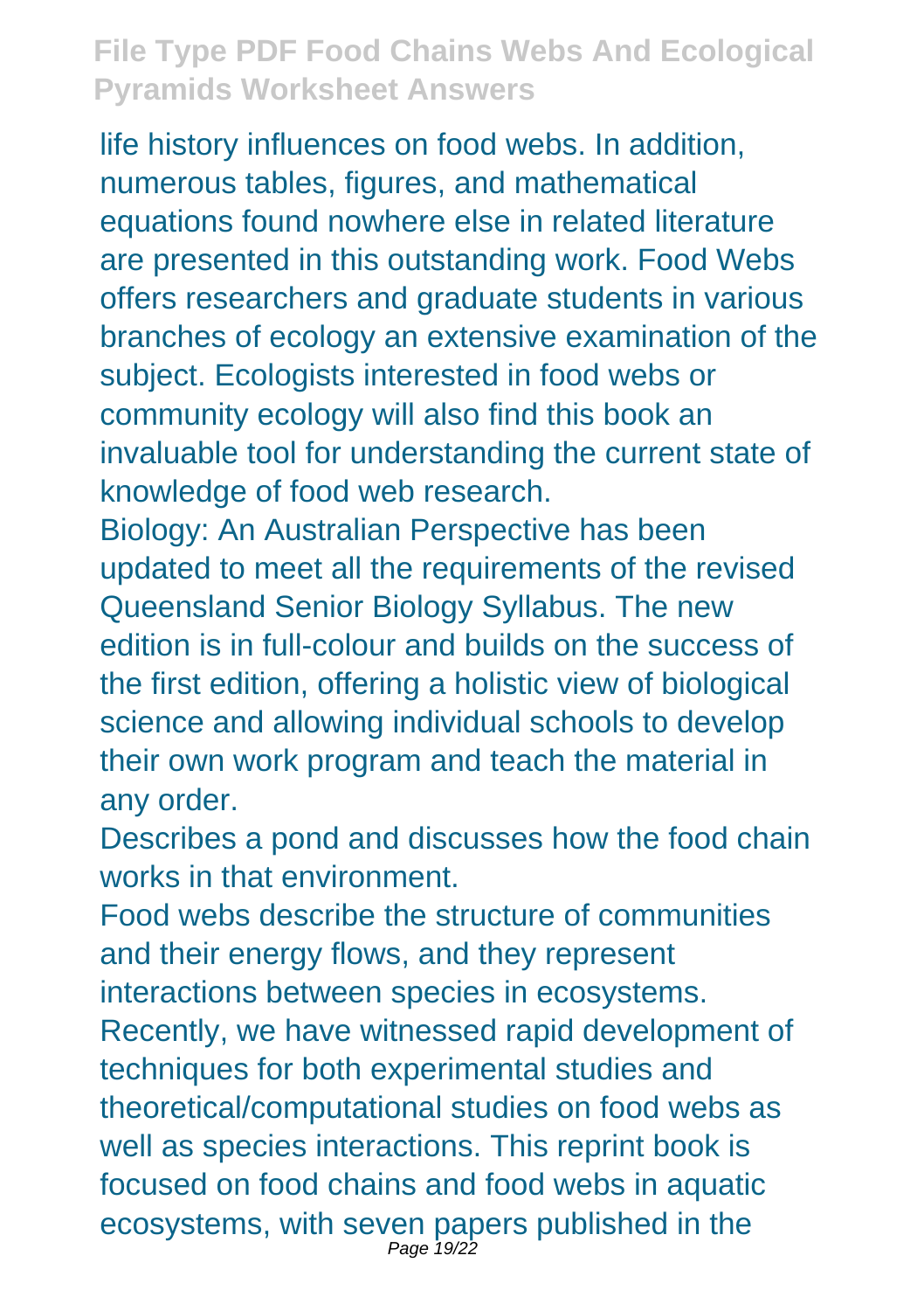life history influences on food webs. In addition, numerous tables, figures, and mathematical equations found nowhere else in related literature are presented in this outstanding work. Food Webs offers researchers and graduate students in various branches of ecology an extensive examination of the subject. Ecologists interested in food webs or community ecology will also find this book an invaluable tool for understanding the current state of knowledge of food web research.

Biology: An Australian Perspective has been updated to meet all the requirements of the revised Queensland Senior Biology Syllabus. The new edition is in full-colour and builds on the success of the first edition, offering a holistic view of biological science and allowing individual schools to develop their own work program and teach the material in any order.

Describes a pond and discusses how the food chain works in that environment.

Food webs describe the structure of communities and their energy flows, and they represent interactions between species in ecosystems. Recently, we have witnessed rapid development of techniques for both experimental studies and theoretical/computational studies on food webs as well as species interactions. This reprint book is focused on food chains and food webs in aquatic ecosystems, with seven papers published in the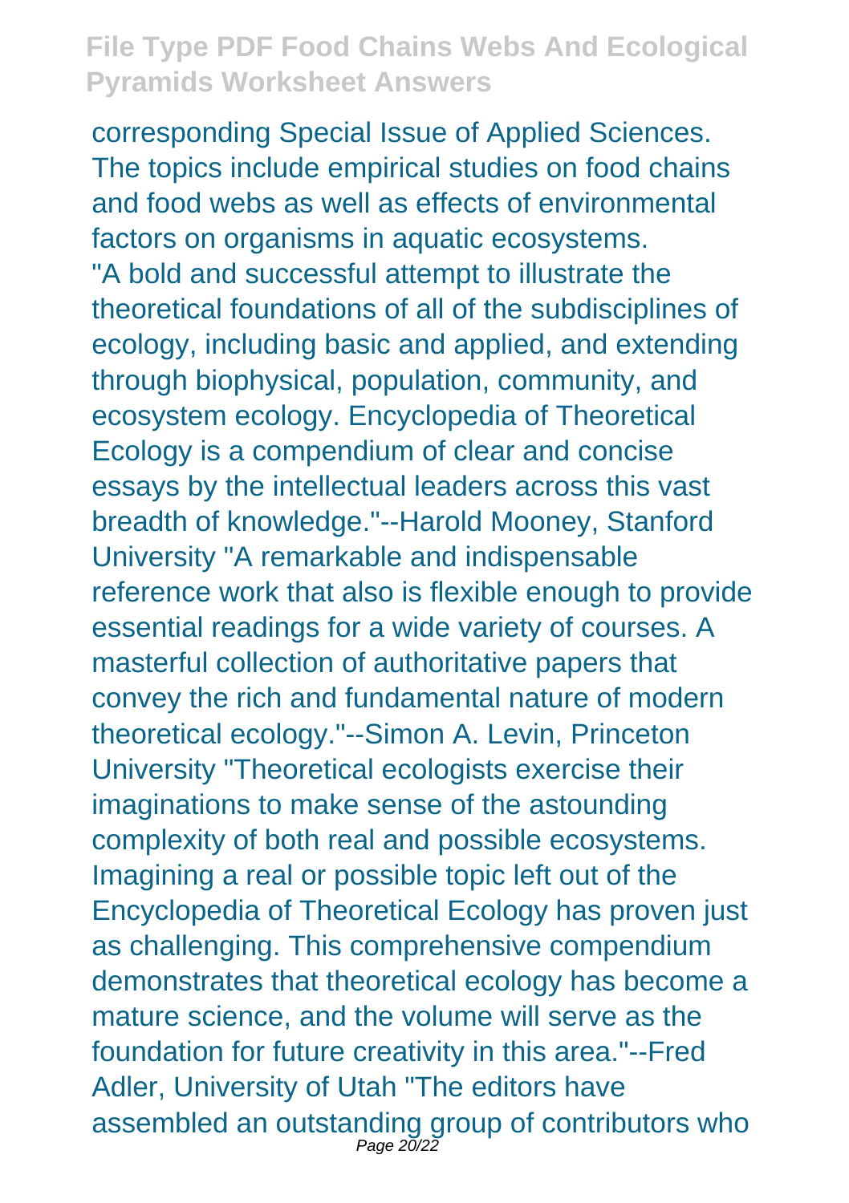corresponding Special Issue of Applied Sciences. The topics include empirical studies on food chains and food webs as well as effects of environmental factors on organisms in aquatic ecosystems.

"A bold and successful attempt to illustrate the theoretical foundations of all of the subdisciplines of ecology, including basic and applied, and extending through biophysical, population, community, and ecosystem ecology. Encyclopedia of Theoretical Ecology is a compendium of clear and concise essays by the intellectual leaders across this vast breadth of knowledge."--Harold Mooney, Stanford University "A remarkable and indispensable reference work that also is flexible enough to provide essential readings for a wide variety of courses. A masterful collection of authoritative papers that convey the rich and fundamental nature of modern theoretical ecology."--Simon A. Levin, Princeton University "Theoretical ecologists exercise their imaginations to make sense of the astounding complexity of both real and possible ecosystems. Imagining a real or possible topic left out of the Encyclopedia of Theoretical Ecology has proven just as challenging. This comprehensive compendium demonstrates that theoretical ecology has become a mature science, and the volume will serve as the foundation for future creativity in this area."--Fred Adler, University of Utah "The editors have assembled an outstanding group of contributors who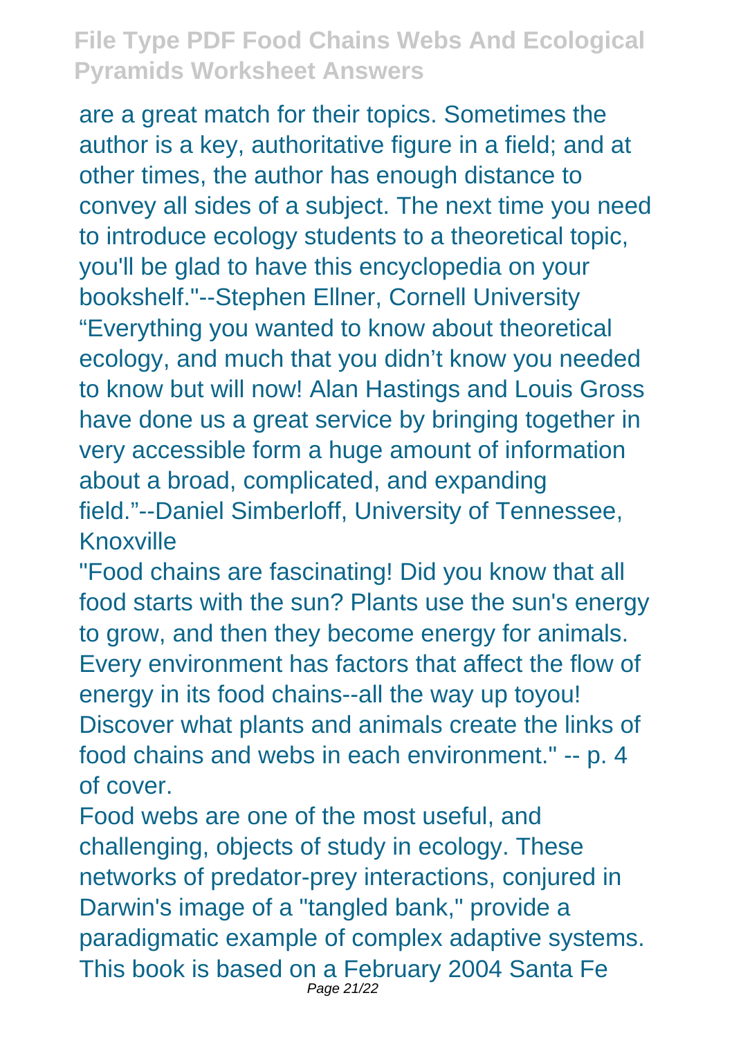are a great match for their topics. Sometimes the author is a key, authoritative figure in a field; and at other times, the author has enough distance to convey all sides of a subject. The next time you need to introduce ecology students to a theoretical topic, you'll be glad to have this encyclopedia on your bookshelf."--Stephen Ellner, Cornell University "Everything you wanted to know about theoretical ecology, and much that you didn't know you needed to know but will now! Alan Hastings and Louis Gross have done us a great service by bringing together in very accessible form a huge amount of information about a broad, complicated, and expanding field."--Daniel Simberloff, University of Tennessee, Knoxville

"Food chains are fascinating! Did you know that all food starts with the sun? Plants use the sun's energy to grow, and then they become energy for animals. Every environment has factors that affect the flow of energy in its food chains--all the way up toyou! Discover what plants and animals create the links of food chains and webs in each environment." -- p. 4 of cover.

Food webs are one of the most useful, and challenging, objects of study in ecology. These networks of predator-prey interactions, conjured in Darwin's image of a "tangled bank," provide a paradigmatic example of complex adaptive systems. This book is based on a February 2004 Santa Fe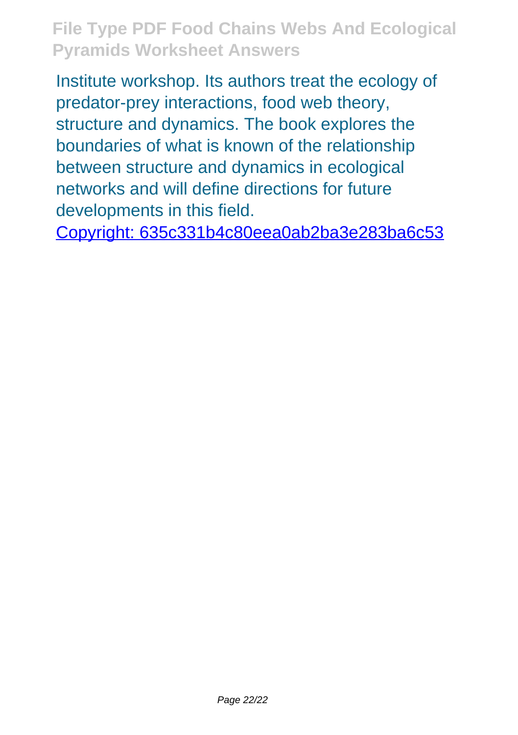Institute workshop. Its authors treat the ecology of predator-prey interactions, food web theory, structure and dynamics. The book explores the boundaries of what is known of the relationship between structure and dynamics in ecological networks and will define directions for future developments in this field.

Copyright: 635c331b4c80eea0ab2ba3e283ba6c53